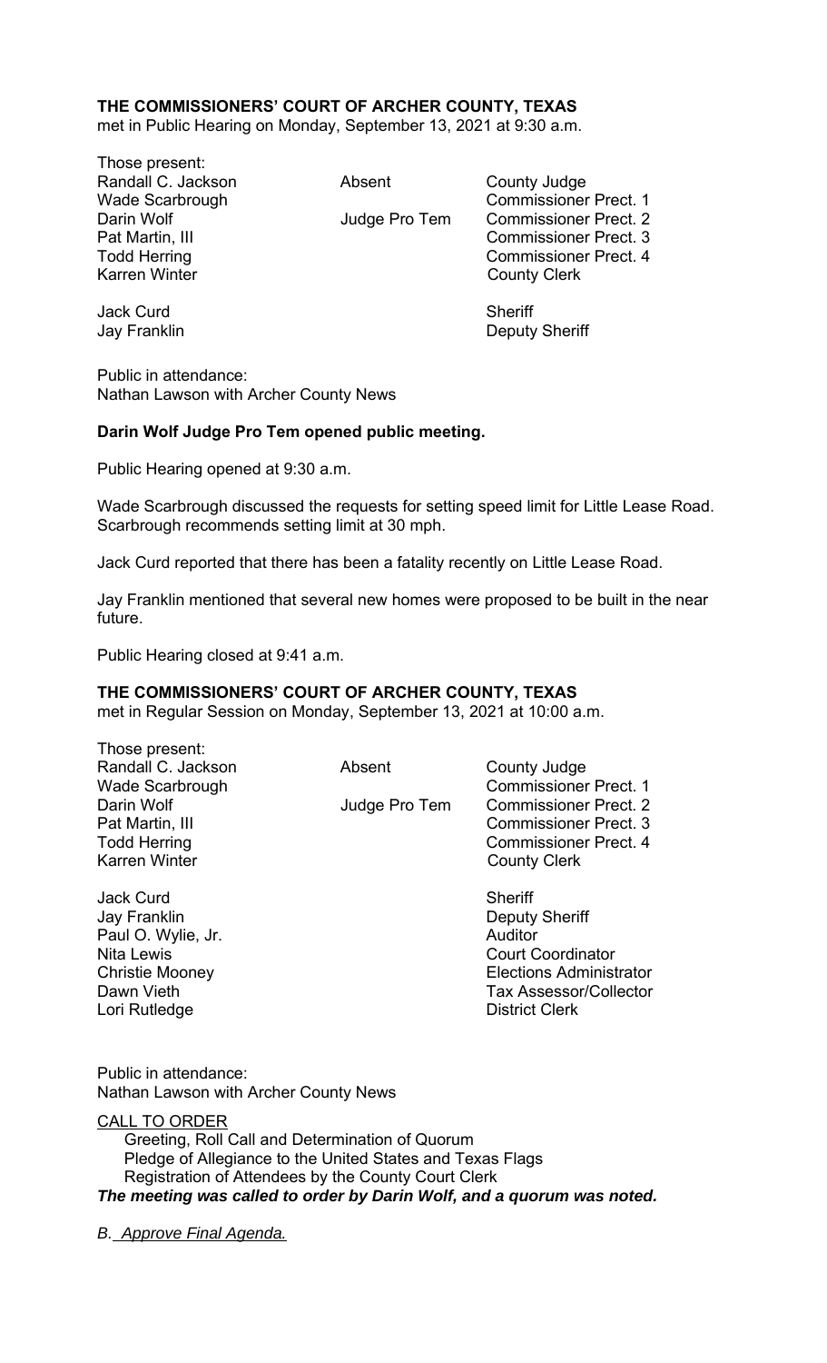**THE COMMISSIONERS' COURT OF ARCHER COUNTY, TEXAS**
met in Public Hearing on Monday, September 13, 2021 at 9:30 a.m.

Those present:

| | | |
|---|---|---|
| Randall C. Jackson | Absent | County Judge |
| Wade Scarbrough | | Commissioner Prect. 1 |
| Darin Wolf | Judge Pro Tem | Commissioner Prect. 2 |
| Pat Martin, III | | Commissioner Prect. 3 |
| Todd Herring | | Commissioner Prect. 4 |
| Karren Winter | | County Clerk |
| | | |
| Jack Curd | | Sheriff |
| Jay Franklin | | Deputy Sheriff |

Public in attendance:
Nathan Lawson with Archer County News

**Darin Wolf Judge Pro Tem opened public meeting.**

Public Hearing opened at 9:30 a.m.

Wade Scarbrough discussed the requests for setting speed limit for Little Lease Road. Scarbrough recommends setting limit at 30 mph.

Jack Curd reported that there has been a fatality recently on Little Lease Road.

Jay Franklin mentioned that several new homes were proposed to be built in the near future.

Public Hearing closed at 9:41 a.m.

**THE COMMISSIONERS' COURT OF ARCHER COUNTY, TEXAS**
met in Regular Session on Monday, September 13, 2021 at 10:00 a.m.

Those present:

| | | |
|---|---|---|
| Randall C. Jackson | Absent | County Judge |
| Wade Scarbrough | | Commissioner Prect. 1 |
| Darin Wolf | Judge Pro Tem | Commissioner Prect. 2 |
| Pat Martin, III | | Commissioner Prect. 3 |
| Todd Herring | | Commissioner Prect. 4 |
| Karren Winter | | County Clerk |
| | | |
| Jack Curd | | Sheriff |
| Jay Franklin | | Deputy Sheriff |
| Paul O. Wylie, Jr. | | Auditor |
| Nita Lewis | | Court Coordinator |
| Christie Mooney | | Elections Administrator |
| Dawn Vieth | | Tax Assessor/Collector |
| Lori Rutledge | | District Clerk |

Public in attendance:
Nathan Lawson with Archer County News

<u>CALL TO ORDER</u>

Greeting, Roll Call and Determination of Quorum
Pledge of Allegiance to the United States and Texas Flags
Registration of Attendees by the County Court Clerk

***The meeting was called to order by Darin Wolf, and a quorum was noted.***

*B. <u>Approve Final Agenda.</u>*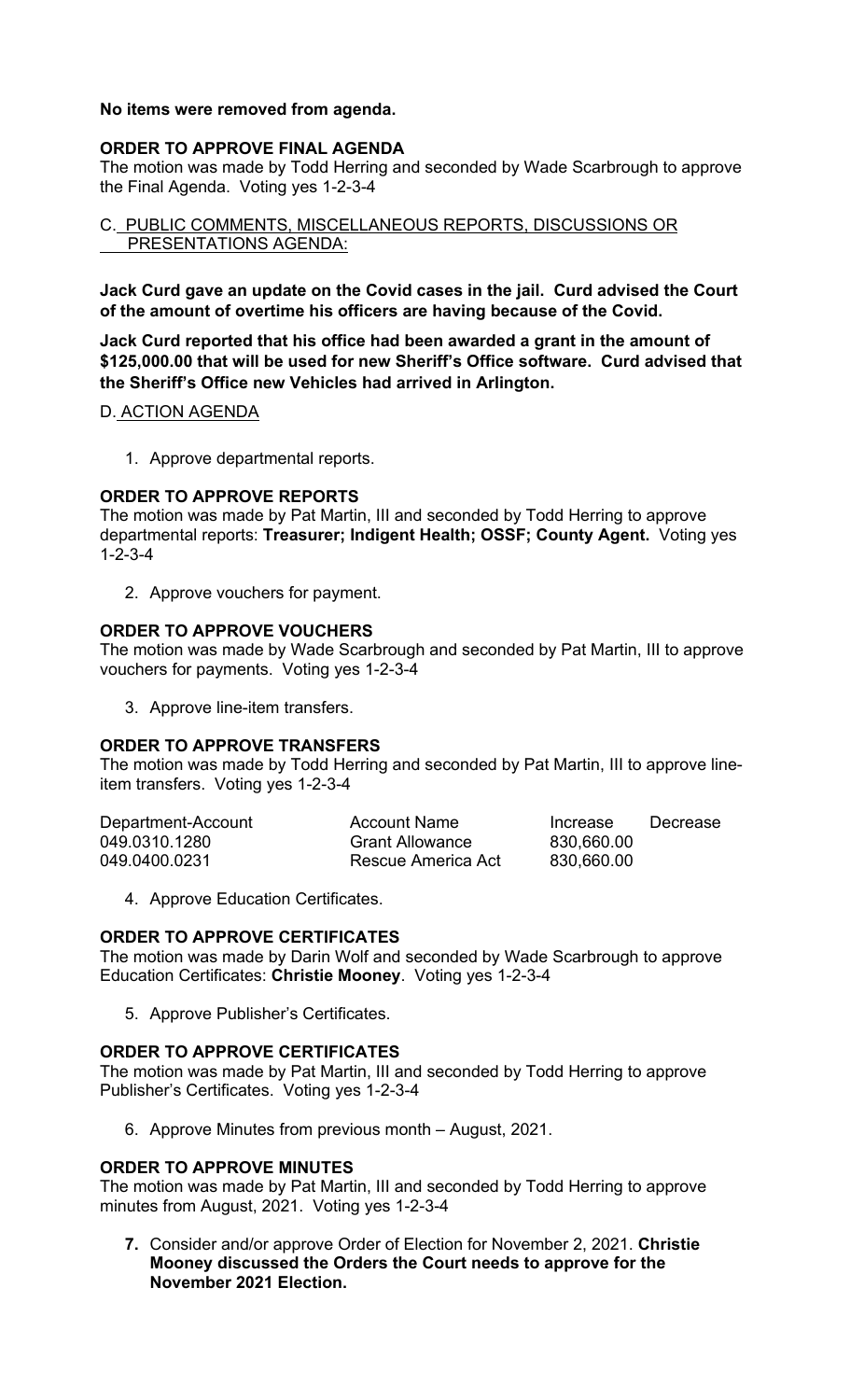**No items were removed from agenda.**

**ORDER TO APPROVE FINAL AGENDA**
The motion was made by Todd Herring and seconded by Wade Scarbrough to approve the Final Agenda. Voting yes 1-2-3-4

C. PUBLIC COMMENTS, MISCELLANEOUS REPORTS, DISCUSSIONS OR PRESENTATIONS AGENDA:

**Jack Curd gave an update on the Covid cases in the jail. Curd advised the Court of the amount of overtime his officers are having because of the Covid.**

**Jack Curd reported that his office had been awarded a grant in the amount of $125,000.00 that will be used for new Sheriff's Office software. Curd advised that the Sheriff's Office new Vehicles had arrived in Arlington.**

D. ACTION AGENDA

1. Approve departmental reports.

**ORDER TO APPROVE REPORTS**
The motion was made by Pat Martin, III and seconded by Todd Herring to approve departmental reports: **Treasurer; Indigent Health; OSSF; County Agent.** Voting yes 1-2-3-4

2. Approve vouchers for payment.

**ORDER TO APPROVE VOUCHERS**
The motion was made by Wade Scarbrough and seconded by Pat Martin, III to approve vouchers for payments. Voting yes 1-2-3-4

3. Approve line-item transfers.

**ORDER TO APPROVE TRANSFERS**
The motion was made by Todd Herring and seconded by Pat Martin, III to approve line-item transfers. Voting yes 1-2-3-4

| Department-Account | Account Name | Increase | Decrease |
|---|---|---|---|
| 049.0310.1280 | Grant Allowance | 830,660.00 | |
| 049.0400.0231 | Rescue America Act | 830,660.00 | |

4. Approve Education Certificates.

**ORDER TO APPROVE CERTIFICATES**
The motion was made by Darin Wolf and seconded by Wade Scarbrough to approve Education Certificates: **Christie Mooney**. Voting yes 1-2-3-4

5. Approve Publisher's Certificates.

**ORDER TO APPROVE CERTIFICATES**
The motion was made by Pat Martin, III and seconded by Todd Herring to approve Publisher's Certificates. Voting yes 1-2-3-4

6. Approve Minutes from previous month – August, 2021.

**ORDER TO APPROVE MINUTES**
The motion was made by Pat Martin, III and seconded by Todd Herring to approve minutes from August, 2021. Voting yes 1-2-3-4

**7.** Consider and/or approve Order of Election for November 2, 2021. **Christie Mooney discussed the Orders the Court needs to approve for the November 2021 Election.**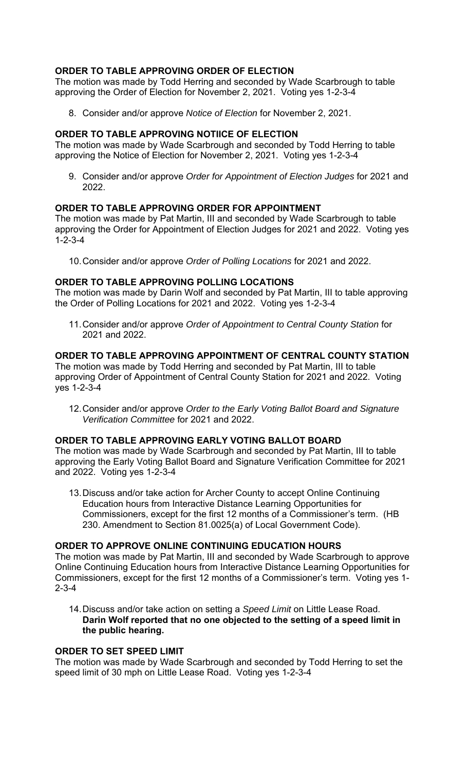**ORDER TO TABLE APPROVING ORDER OF ELECTION**

The motion was made by Todd Herring and seconded by Wade Scarbrough to table approving the Order of Election for November 2, 2021. Voting yes 1-2-3-4

8. Consider and/or approve *Notice of Election* for November 2, 2021.

**ORDER TO TABLE APPROVING NOTIICE OF ELECTION**

The motion was made by Wade Scarbrough and seconded by Todd Herring to table approving the Notice of Election for November 2, 2021. Voting yes 1-2-3-4

9. Consider and/or approve *Order for Appointment of Election Judges* for 2021 and 2022.

**ORDER TO TABLE APPROVING ORDER FOR APPOINTMENT**

The motion was made by Pat Martin, III and seconded by Wade Scarbrough to table approving the Order for Appointment of Election Judges for 2021 and 2022. Voting yes 1-2-3-4

10. Consider and/or approve *Order of Polling Locations* for 2021 and 2022.

**ORDER TO TABLE APPROVING POLLING LOCATIONS**

The motion was made by Darin Wolf and seconded by Pat Martin, III to table approving the Order of Polling Locations for 2021 and 2022. Voting yes 1-2-3-4

11. Consider and/or approve *Order of Appointment to Central County Station* for 2021 and 2022.

**ORDER TO TABLE APPROVING APPOINTMENT OF CENTRAL COUNTY STATION**

The motion was made by Todd Herring and seconded by Pat Martin, III to table approving Order of Appointment of Central County Station for 2021 and 2022. Voting yes 1-2-3-4

12. Consider and/or approve *Order to the Early Voting Ballot Board and Signature Verification Committee* for 2021 and 2022.

**ORDER TO TABLE APPROVING EARLY VOTING BALLOT BOARD**

The motion was made by Wade Scarbrough and seconded by Pat Martin, III to table approving the Early Voting Ballot Board and Signature Verification Committee for 2021 and 2022. Voting yes 1-2-3-4

13. Discuss and/or take action for Archer County to accept Online Continuing Education hours from Interactive Distance Learning Opportunities for Commissioners, except for the first 12 months of a Commissioner's term. (HB 230. Amendment to Section 81.0025(a) of Local Government Code).

**ORDER TO APPROVE ONLINE CONTINUING EDUCATION HOURS**

The motion was made by Pat Martin, III and seconded by Wade Scarbrough to approve Online Continuing Education hours from Interactive Distance Learning Opportunities for Commissioners, except for the first 12 months of a Commissioner's term. Voting yes 1-2-3-4

14. Discuss and/or take action on setting a *Speed Limit* on Little Lease Road.
**Darin Wolf reported that no one objected to the setting of a speed limit in the public hearing.**

**ORDER TO SET SPEED LIMIT**

The motion was made by Wade Scarbrough and seconded by Todd Herring to set the speed limit of 30 mph on Little Lease Road. Voting yes 1-2-3-4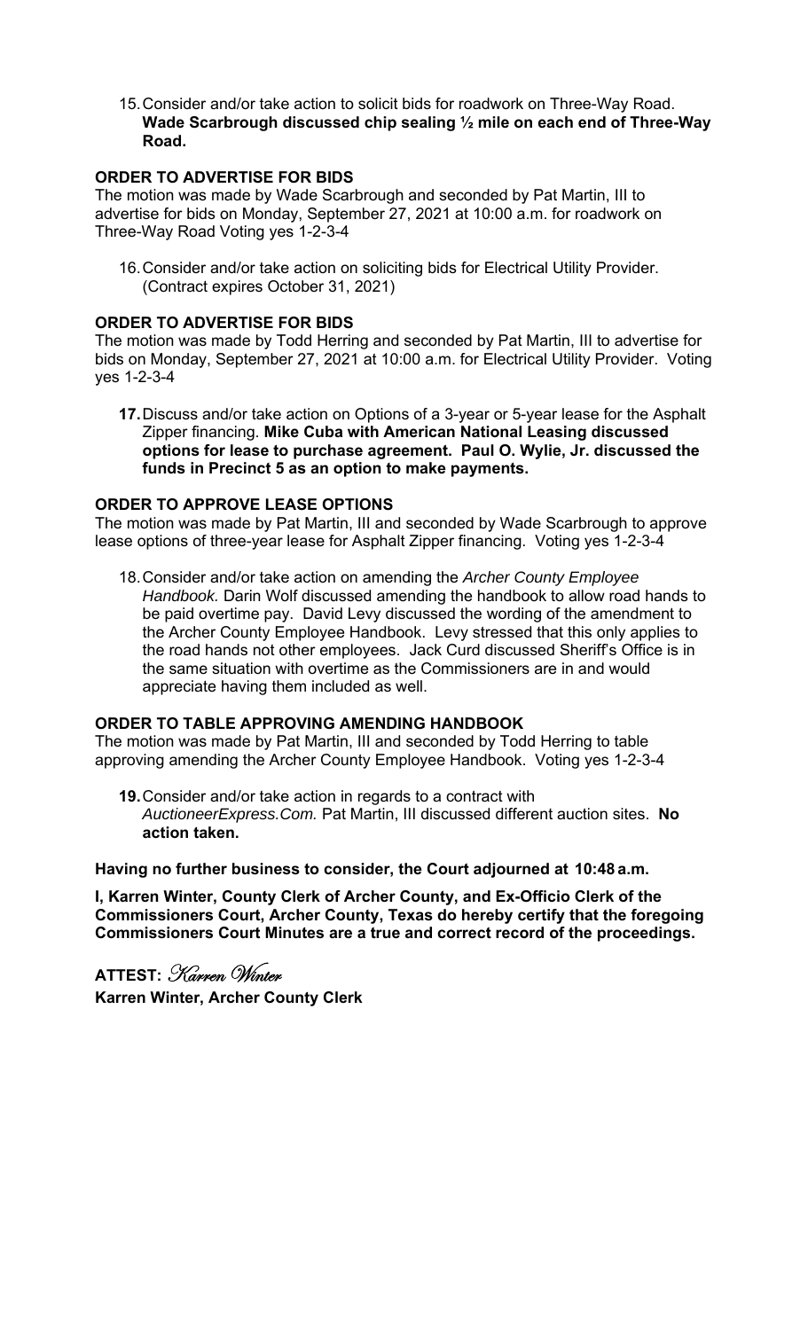15. Consider and/or take action to solicit bids for roadwork on Three-Way Road. **Wade Scarbrough discussed chip sealing ½ mile on each end of Three-Way Road.**

**ORDER TO ADVERTISE FOR BIDS**
The motion was made by Wade Scarbrough and seconded by Pat Martin, III to advertise for bids on Monday, September 27, 2021 at 10:00 a.m. for roadwork on Three-Way Road Voting yes 1-2-3-4

16. Consider and/or take action on soliciting bids for Electrical Utility Provider. (Contract expires October 31, 2021)

**ORDER TO ADVERTISE FOR BIDS**
The motion was made by Todd Herring and seconded by Pat Martin, III to advertise for bids on Monday, September 27, 2021 at 10:00 a.m. for Electrical Utility Provider. Voting yes 1-2-3-4

17. Discuss and/or take action on Options of a 3-year or 5-year lease for the Asphalt Zipper financing. **Mike Cuba with American National Leasing discussed options for lease to purchase agreement. Paul O. Wylie, Jr. discussed the funds in Precinct 5 as an option to make payments.**

**ORDER TO APPROVE LEASE OPTIONS**
The motion was made by Pat Martin, III and seconded by Wade Scarbrough to approve lease options of three-year lease for Asphalt Zipper financing. Voting yes 1-2-3-4

18. Consider and/or take action on amending the *Archer County Employee Handbook.* Darin Wolf discussed amending the handbook to allow road hands to be paid overtime pay. David Levy discussed the wording of the amendment to the Archer County Employee Handbook. Levy stressed that this only applies to the road hands not other employees. Jack Curd discussed Sheriff's Office is in the same situation with overtime as the Commissioners are in and would appreciate having them included as well.

**ORDER TO TABLE APPROVING AMENDING HANDBOOK**
The motion was made by Pat Martin, III and seconded by Todd Herring to table approving amending the Archer County Employee Handbook. Voting yes 1-2-3-4

19. Consider and/or take action in regards to a contract with *AuctioneerExpress.Com.* Pat Martin, III discussed different auction sites. **No action taken.**

**Having no further business to consider, the Court adjourned at 10:48 a.m.**

**I, Karren Winter, County Clerk of Archer County, and Ex-Officio Clerk of the Commissioners Court, Archer County, Texas do hereby certify that the foregoing Commissioners Court Minutes are a true and correct record of the proceedings.**

**ATTEST:** *Karren Winter*
**Karren Winter, Archer County Clerk**